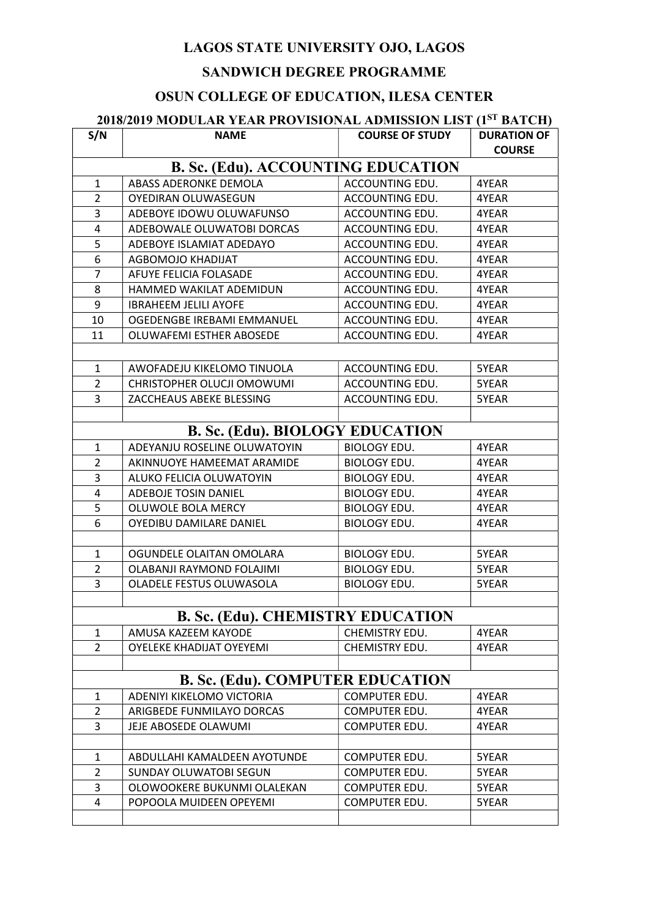# LAGOS STATE UNIVERSITY OJO, LAGOS

## SANDWICH DEGREE PROGRAMME

## OSUN COLLEGE OF EDUCATION, ILESA CENTER

### 2018/2019 MODULAR YEAR PROVISIONAL ADMISSION LIST (1ST BATCH)

| S/N | NAME | COURSE OF STUDY | DURATION OF COURSE |
|---|---|---|---|
| **B. Sc. (Edu). ACCOUNTING EDUCATION** | | | |
| 1 | ABASS ADERONKE DEMOLA | ACCOUNTING EDU. | 4YEAR |
| 2 | OYEDIRAN OLUWASEGUN | ACCOUNTING EDU. | 4YEAR |
| 3 | ADEBOYE IDOWU OLUWAFUNSO | ACCOUNTING EDU. | 4YEAR |
| 4 | ADEBOWALE OLUWATOBI DORCAS | ACCOUNTING EDU. | 4YEAR |
| 5 | ADEBOYE ISLAMIAT ADEDAYO | ACCOUNTING EDU. | 4YEAR |
| 6 | AGBOMOJO KHADIJAT | ACCOUNTING EDU. | 4YEAR |
| 7 | AFUYE FELICIA FOLASADE | ACCOUNTING EDU. | 4YEAR |
| 8 | HAMMED WAKILAT ADEMIDUN | ACCOUNTING EDU. | 4YEAR |
| 9 | IBRAHEEM JELILI AYOFE | ACCOUNTING EDU. | 4YEAR |
| 10 | OGEDENGBE IREBAMI EMMANUEL | ACCOUNTING EDU. | 4YEAR |
| 11 | OLUWAFEMI ESTHER ABOSEDE | ACCOUNTING EDU. | 4YEAR |
| | | | |
| 1 | AWOFADEJU KIKELOMO TINUOLA | ACCOUNTING EDU. | 5YEAR |
| 2 | CHRISTOPHER OLUCJI OMOWUMI | ACCOUNTING EDU. | 5YEAR |
| 3 | ZACCHEAUS ABEKE BLESSING | ACCOUNTING EDU. | 5YEAR |
| | | | |
| **B. Sc. (Edu). BIOLOGY EDUCATION** | | | |
| 1 | ADEYANJU ROSELINE OLUWATOYIN | BIOLOGY EDU. | 4YEAR |
| 2 | AKINNUOYE HAMEEMAT ARAMIDE | BIOLOGY EDU. | 4YEAR |
| 3 | ALUKO FELICIA OLUWATOYIN | BIOLOGY EDU. | 4YEAR |
| 4 | ADEBOJE TOSIN DANIEL | BIOLOGY EDU. | 4YEAR |
| 5 | OLUWOLE BOLA MERCY | BIOLOGY EDU. | 4YEAR |
| 6 | OYEDIBU DAMILARE DANIEL | BIOLOGY EDU. | 4YEAR |
| | | | |
| 1 | OGUNDELE OLAITAN OMOLARA | BIOLOGY EDU. | 5YEAR |
| 2 | OLABANJI RAYMOND FOLAJIMI | BIOLOGY EDU. | 5YEAR |
| 3 | OLADELE FESTUS OLUWASOLA | BIOLOGY EDU. | 5YEAR |
| | | | |
| **B. Sc. (Edu). CHEMISTRY EDUCATION** | | | |
| 1 | AMUSA KAZEEM KAYODE | CHEMISTRY EDU. | 4YEAR |
| 2 | OYELEKE KHADIJAT OYEYEMI | CHEMISTRY EDU. | 4YEAR |
| | | | |
| **B. Sc. (Edu). COMPUTER EDUCATION** | | | |
| 1 | ADENIYI KIKELOMO VICTORIA | COMPUTER EDU. | 4YEAR |
| 2 | ARIGBEDE FUNMILAYO DORCAS | COMPUTER EDU. | 4YEAR |
| 3 | JEJE ABOSEDE OLAWUMI | COMPUTER EDU. | 4YEAR |
| | | | |
| 1 | ABDULLAHI KAMALDEEN AYOTUNDE | COMPUTER EDU. | 5YEAR |
| 2 | SUNDAY OLUWATOBI SEGUN | COMPUTER EDU. | 5YEAR |
| 3 | OLOWOOKERE BUKUNMI OLALEKAN | COMPUTER EDU. | 5YEAR |
| 4 | POPOOLA MUIDEEN OPEYEMI | COMPUTER EDU. | 5YEAR |
| | | | |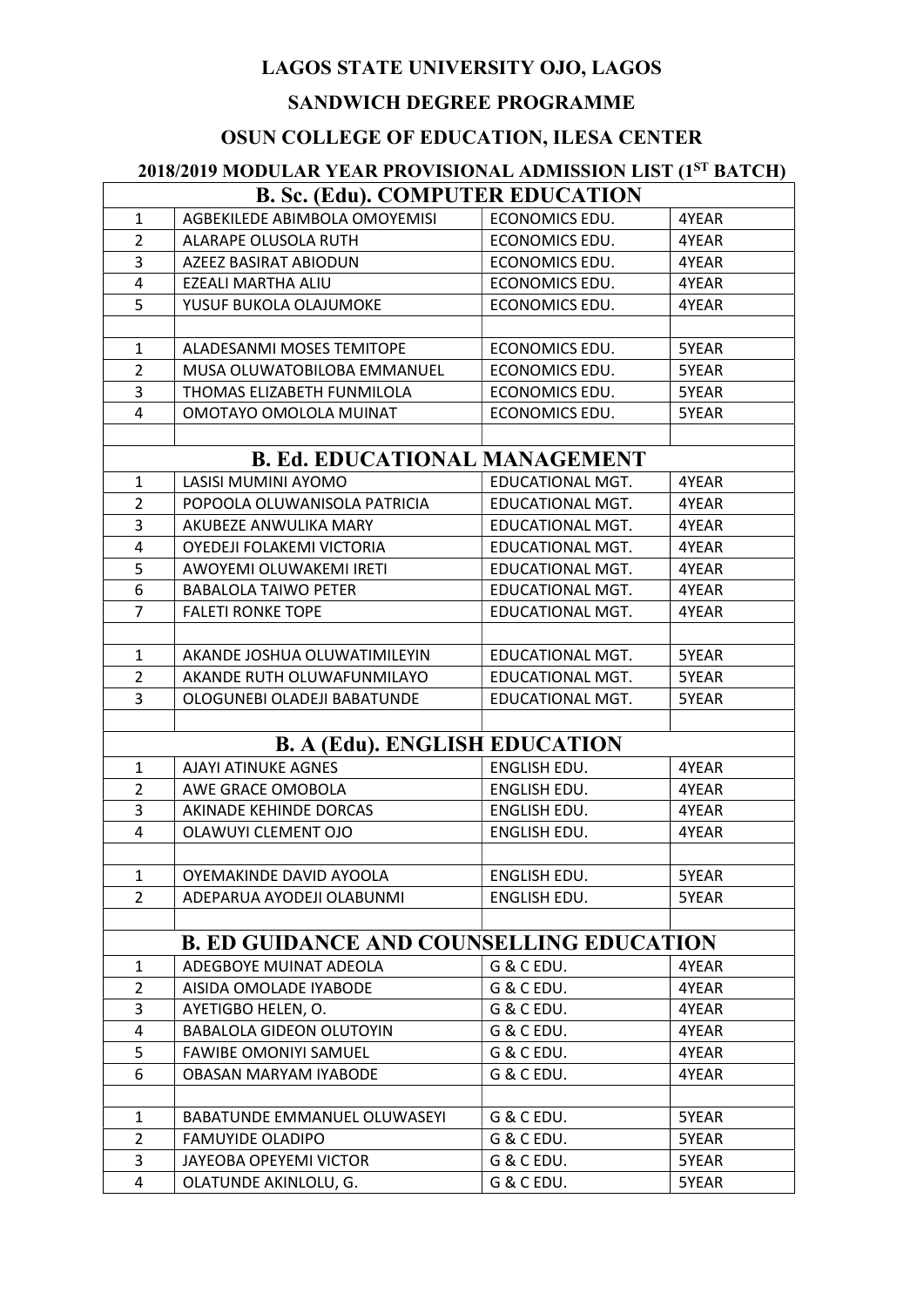# LAGOS STATE UNIVERSITY OJO, LAGOS

## SANDWICH DEGREE PROGRAMME

## OSUN COLLEGE OF EDUCATION, ILESA CENTER

## 2018/2019 MODULAR YEAR PROVISIONAL ADMISSION LIST (1ST BATCH)

| B. Sc. (Edu). COMPUTER EDUCATION | | | |
|---|---|---|---|
| 1 | AGBEKILEDE ABIMBOLA OMOYEMISI | ECONOMICS EDU. | 4YEAR |
| 2 | ALARAPE OLUSOLA RUTH | ECONOMICS EDU. | 4YEAR |
| 3 | AZEEZ BASIRAT ABIODUN | ECONOMICS EDU. | 4YEAR |
| 4 | EZEALI MARTHA ALIU | ECONOMICS EDU. | 4YEAR |
| 5 | YUSUF BUKOLA OLAJUMOKE | ECONOMICS EDU. | 4YEAR |
| | | | |
| 1 | ALADESANMI MOSES TEMITOPE | ECONOMICS EDU. | 5YEAR |
| 2 | MUSA OLUWATOBILOBA EMMANUEL | ECONOMICS EDU. | 5YEAR |
| 3 | THOMAS ELIZABETH FUNMILOLA | ECONOMICS EDU. | 5YEAR |
| 4 | OMOTAYO OMOLOLA MUINAT | ECONOMICS EDU. | 5YEAR |
| | | | |
| **B. Ed. EDUCATIONAL MANAGEMENT** | | | |
| 1 | LASISI MUMINI AYOMO | EDUCATIONAL MGT. | 4YEAR |
| 2 | POPOOLA OLUWANISOLA PATRICIA | EDUCATIONAL MGT. | 4YEAR |
| 3 | AKUBEZE ANWULIKA MARY | EDUCATIONAL MGT. | 4YEAR |
| 4 | OYEDEJI FOLAKEMI VICTORIA | EDUCATIONAL MGT. | 4YEAR |
| 5 | AWOYEMI OLUWAKEMI IRETI | EDUCATIONAL MGT. | 4YEAR |
| 6 | BABALOLA TAIWO PETER | EDUCATIONAL MGT. | 4YEAR |
| 7 | FALETI RONKE TOPE | EDUCATIONAL MGT. | 4YEAR |
| | | | |
| 1 | AKANDE JOSHUA OLUWATIMILEYIN | EDUCATIONAL MGT. | 5YEAR |
| 2 | AKANDE RUTH OLUWAFUNMILAYO | EDUCATIONAL MGT. | 5YEAR |
| 3 | OLOGUNEBI OLADEJI BABATUNDE | EDUCATIONAL MGT. | 5YEAR |
| | | | |
| **B. A (Edu). ENGLISH EDUCATION** | | | |
| 1 | AJAYI ATINUKE AGNES | ENGLISH EDU. | 4YEAR |
| 2 | AWE GRACE OMOBOLA | ENGLISH EDU. | 4YEAR |
| 3 | AKINADE KEHINDE DORCAS | ENGLISH EDU. | 4YEAR |
| 4 | OLAWUYI CLEMENT OJO | ENGLISH EDU. | 4YEAR |
| | | | |
| 1 | OYEMAKINDE DAVID AYOOLA | ENGLISH EDU. | 5YEAR |
| 2 | ADEPARUA AYODEJI OLABUNMI | ENGLISH EDU. | 5YEAR |
| | | | |
| **B. ED GUIDANCE AND COUNSELLING EDUCATION** | | | |
| 1 | ADEGBOYE MUINAT ADEOLA | G & C EDU. | 4YEAR |
| 2 | AISIDA OMOLADE IYABODE | G & C EDU. | 4YEAR |
| 3 | AYETIGBO HELEN, O. | G & C EDU. | 4YEAR |
| 4 | BABALOLA GIDEON OLUTOYIN | G & C EDU. | 4YEAR |
| 5 | FAWIBE OMONIYI SAMUEL | G & C EDU. | 4YEAR |
| 6 | OBASAN MARYAM IYABODE | G & C EDU. | 4YEAR |
| | | | |
| 1 | BABATUNDE EMMANUEL OLUWASEYI | G & C EDU. | 5YEAR |
| 2 | FAMUYIDE OLADIPO | G & C EDU. | 5YEAR |
| 3 | JAYEOBA OPEYEMI VICTOR | G & C EDU. | 5YEAR |
| 4 | OLATUNDE AKINLOLU, G. | G & C EDU. | 5YEAR |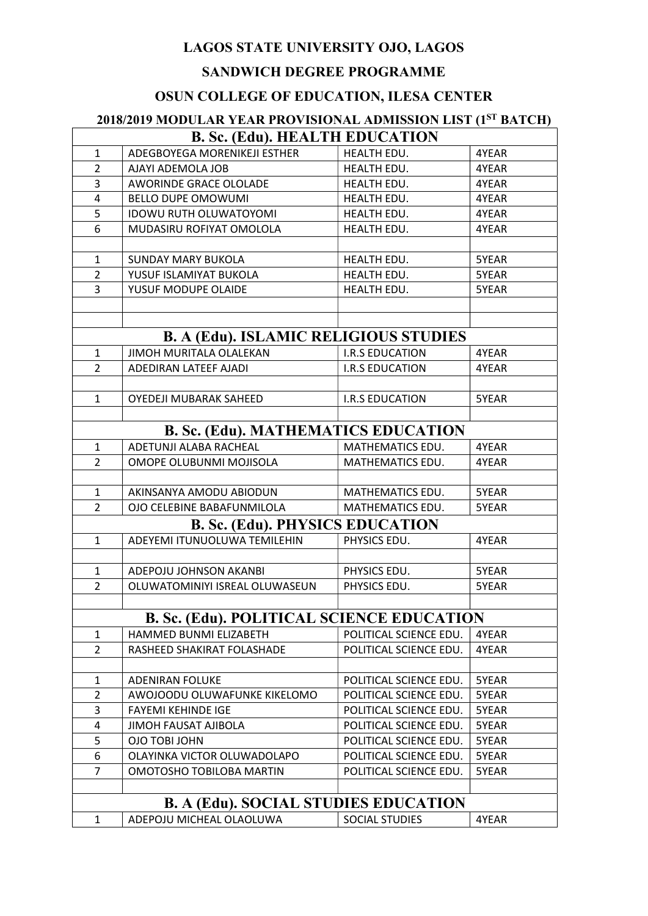# LAGOS STATE UNIVERSITY OJO, LAGOS

## SANDWICH DEGREE PROGRAMME

## OSUN COLLEGE OF EDUCATION, ILESA CENTER

## 2018/2019 MODULAR YEAR PROVISIONAL ADMISSION LIST (1ST BATCH)

| B. Sc. (Edu). HEALTH EDUCATION | | | |
|---|---|---|---|
| 1 | ADEGBOYEGA MORENIKEJI ESTHER | HEALTH EDU. | 4YEAR |
| 2 | AJAYI ADEMOLA JOB | HEALTH EDU. | 4YEAR |
| 3 | AWORINDE GRACE OLOLADE | HEALTH EDU. | 4YEAR |
| 4 | BELLO DUPE OMOWUMI | HEALTH EDU. | 4YEAR |
| 5 | IDOWU RUTH OLUWATOYOMI | HEALTH EDU. | 4YEAR |
| 6 | MUDASIRU ROFIYAT OMOLOLA | HEALTH EDU. | 4YEAR |
| | | | |
| 1 | SUNDAY MARY BUKOLA | HEALTH EDU. | 5YEAR |
| 2 | YUSUF ISLAMIYAT BUKOLA | HEALTH EDU. | 5YEAR |
| 3 | YUSUF MODUPE OLAIDE | HEALTH EDU. | 5YEAR |
| | | | |
| | | | |
| **B. A (Edu). ISLAMIC RELIGIOUS STUDIES** | | | |
| 1 | JIMOH MURITALA OLALEKAN | I.R.S EDUCATION | 4YEAR |
| 2 | ADEDIRAN LATEEF AJADI | I.R.S EDUCATION | 4YEAR |
| | | | |
| 1 | OYEDEJI MUBARAK SAHEED | I.R.S EDUCATION | 5YEAR |
| | | | |
| **B. Sc. (Edu). MATHEMATICS EDUCATION** | | | |
| 1 | ADETUNJI ALABA RACHEAL | MATHEMATICS EDU. | 4YEAR |
| 2 | OMOPE OLUBUNMI MOJISOLA | MATHEMATICS EDU. | 4YEAR |
| | | | |
| 1 | AKINSANYA AMODU ABIODUN | MATHEMATICS EDU. | 5YEAR |
| 2 | OJO CELEBINE BABAFUNMILOLA | MATHEMATICS EDU. | 5YEAR |
| **B. Sc. (Edu). PHYSICS EDUCATION** | | | |
| 1 | ADEYEMI ITUNUOLUWA TEMILEHIN | PHYSICS EDU. | 4YEAR |
| | | | |
| 1 | ADEPOJU JOHNSON AKANBI | PHYSICS EDU. | 5YEAR |
| 2 | OLUWATOMINIYI ISREAL OLUWASEUN | PHYSICS EDU. | 5YEAR |
| | | | |
| **B. Sc. (Edu). POLITICAL SCIENCE EDUCATION** | | | |
| 1 | HAMMED BUNMI ELIZABETH | POLITICAL SCIENCE EDU. | 4YEAR |
| 2 | RASHEED SHAKIRAT FOLASHADE | POLITICAL SCIENCE EDU. | 4YEAR |
| | | | |
| 1 | ADENIRAN FOLUKE | POLITICAL SCIENCE EDU. | 5YEAR |
| 2 | AWOJOODU OLUWAFUNKE KIKELOMO | POLITICAL SCIENCE EDU. | 5YEAR |
| 3 | FAYEMI KEHINDE IGE | POLITICAL SCIENCE EDU. | 5YEAR |
| 4 | JIMOH FAUSAT AJIBOLA | POLITICAL SCIENCE EDU. | 5YEAR |
| 5 | OJO TOBI JOHN | POLITICAL SCIENCE EDU. | 5YEAR |
| 6 | OLAYINKA VICTOR OLUWADOLAPO | POLITICAL SCIENCE EDU. | 5YEAR |
| 7 | OMOTOSHO TOBILOBA MARTIN | POLITICAL SCIENCE EDU. | 5YEAR |
| | | | |
| **B. A (Edu). SOCIAL STUDIES EDUCATION** | | | |
| 1 | ADEPOJU MICHEAL OLAOLUWA | SOCIAL STUDIES | 4YEAR |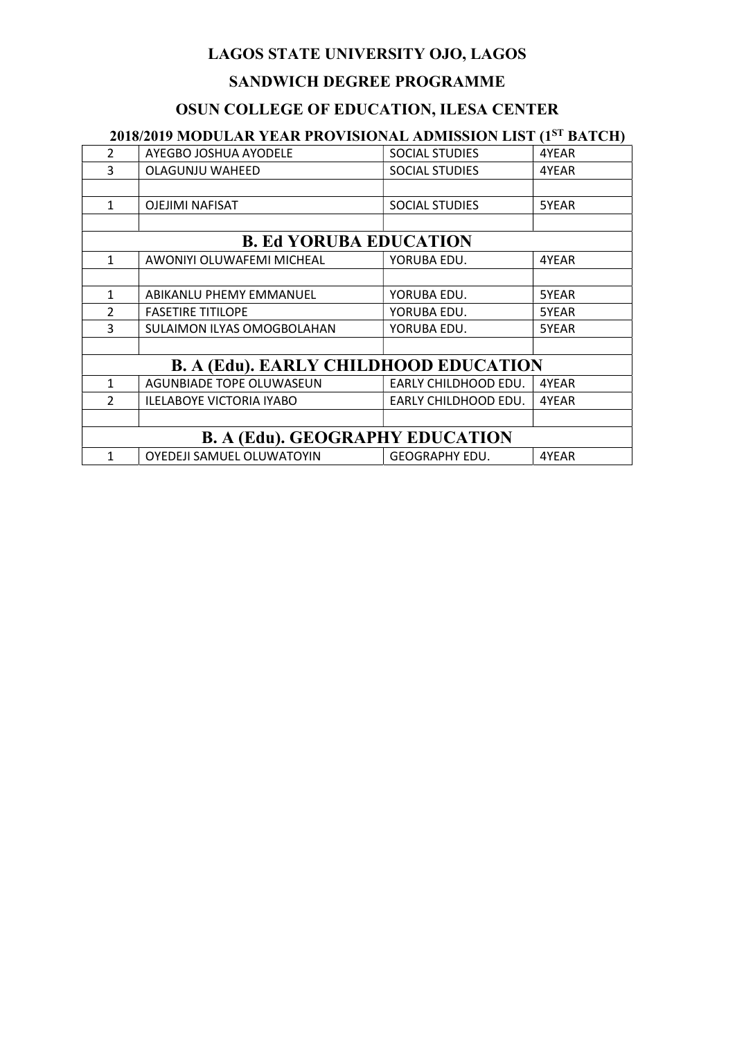**LAGOS STATE UNIVERSITY OJO, LAGOS**

**SANDWICH DEGREE PROGRAMME**

**OSUN COLLEGE OF EDUCATION, ILESA CENTER**

**2018/2019 MODULAR YEAR PROVISIONAL ADMISSION LIST (1ST BATCH)**

| | | | |
|---|---|---|---|
| 2 | AYEGBO JOSHUA AYODELE | SOCIAL STUDIES | 4YEAR |
| 3 | OLAGUNJU WAHEED | SOCIAL STUDIES | 4YEAR |
| | | | |
| 1 | OJEJIMI NAFISAT | SOCIAL STUDIES | 5YEAR |
| | | | |
| **B. Ed YORUBA EDUCATION** | | | |
| 1 | AWONIYI OLUWAFEMI MICHEAL | YORUBA EDU. | 4YEAR |
| | | | |
| 1 | ABIKANLU PHEMY EMMANUEL | YORUBA EDU. | 5YEAR |
| 2 | FASETIRE TITILOPE | YORUBA EDU. | 5YEAR |
| 3 | SULAIMON ILYAS OMOGBOLAHAN | YORUBA EDU. | 5YEAR |
| | | | |
| **B. A (Edu). EARLY CHILDHOOD EDUCATION** | | | |
| 1 | AGUNBIADE TOPE OLUWASEUN | EARLY CHILDHOOD EDU. | 4YEAR |
| 2 | ILELABOYE VICTORIA IYABO | EARLY CHILDHOOD EDU. | 4YEAR |
| | | | |
| **B. A (Edu). GEOGRAPHY EDUCATION** | | | |
| 1 | OYEDEJI SAMUEL OLUWATOYIN | GEOGRAPHY EDU. | 4YEAR |